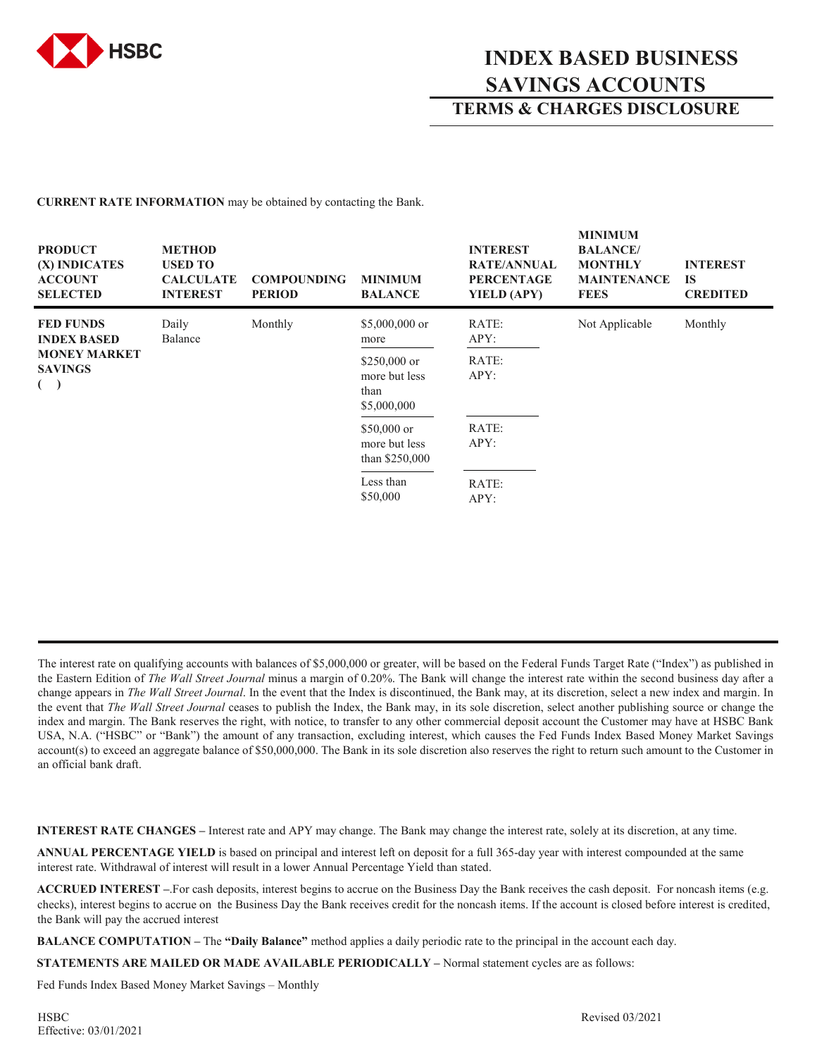# INDEX BASED BUSINESS SAVINGS ACCOUNTS

## TERMS & CHARGES DISCLOSURE

**CURRENT RATE INFORMATION** may be obtained by contacting the Bank.

| PRODUCT (X) INDICATES ACCOUNT SELECTED | METHOD USED TO CALCULATE INTEREST | COMPOUNDING PERIOD | MINIMUM BALANCE | INTEREST RATE/ANNUAL PERCENTAGE YIELD (APY) | MINIMUM BALANCE/ MONTHLY MAINTENANCE FEES | INTEREST IS CREDITED |
|---|---|---|---|---|---|---|
| **FED FUNDS INDEX BASED MONEY MARKET SAVINGS ( )** | Daily Balance | Monthly | $5,000,000 or more | RATE: APY: | Not Applicable | Monthly |
| | | | $250,000 or more but less than $5,000,000 | RATE: APY: | | |
| | | | $50,000 or more but less than $250,000 | RATE: APY: | | |
| | | | Less than $50,000 | RATE: APY: | | |

The interest rate on qualifying accounts with balances of $5,000,000 or greater, will be based on the Federal Funds Target Rate ("Index") as published in the Eastern Edition of *The Wall Street Journal* minus a margin of 0.20%. The Bank will change the interest rate within the second business day after a change appears in *The Wall Street Journal*. In the event that the Index is discontinued, the Bank may, at its discretion, select a new index and margin. In the event that *The Wall Street Journal* ceases to publish the Index, the Bank may, in its sole discretion, select another publishing source or change the index and margin. The Bank reserves the right, with notice, to transfer to any other commercial deposit account the Customer may have at HSBC Bank USA, N.A. ("HSBC" or "Bank") the amount of any transaction, excluding interest, which causes the Fed Funds Index Based Money Market Savings account(s) to exceed an aggregate balance of $50,000,000. The Bank in its sole discretion also reserves the right to return such amount to the Customer in an official bank draft.

**INTEREST RATE CHANGES –** Interest rate and APY may change. The Bank may change the interest rate, solely at its discretion, at any time.

**ANNUAL PERCENTAGE YIELD** is based on principal and interest left on deposit for a full 365-day year with interest compounded at the same interest rate. Withdrawal of interest will result in a lower Annual Percentage Yield than stated.

**ACCRUED INTEREST –**.For cash deposits, interest begins to accrue on the Business Day the Bank receives the cash deposit. For noncash items (e.g. checks), interest begins to accrue on the Business Day the Bank receives credit for the noncash items. If the account is closed before interest is credited, the Bank will pay the accrued interest

**BALANCE COMPUTATION –** The **"Daily Balance"** method applies a daily periodic rate to the principal in the account each day.

**STATEMENTS ARE MAILED OR MADE AVAILABLE PERIODICALLY –** Normal statement cycles are as follows:

Fed Funds Index Based Money Market Savings – Monthly

HSBC
Effective: 03/01/2021

Revised 03/2021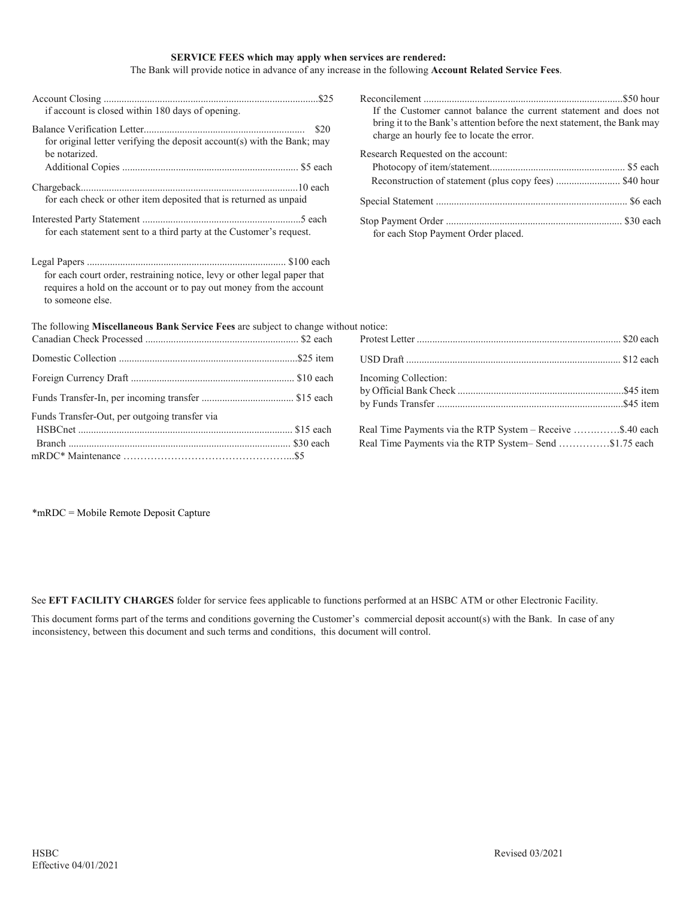**SERVICE FEES which may apply when services are rendered:**

The Bank will provide notice in advance of any increase in the following **Account Related Service Fees**.

Account Closing .......................................................................................$25
if account is closed within 180 days of opening.

Balance Verification Letter.............................................................. $20
for original letter verifying the deposit account(s) with the Bank; may be notarized.
Additional Copies .................................................................... $5 each

Chargeback....................................................................................10 each
for each check or other item deposited that is returned as unpaid

Interested Party Statement ..............................................................5 each
for each statement sent to a third party at the Customer's request.

Legal Papers ............................................................................. $100 each
for each court order, restraining notice, levy or other legal paper that requires a hold on the account or to pay out money from the account to someone else.

Reconcilement ............................................................................$50 hour
If the Customer cannot balance the current statement and does not bring it to the Bank's attention before the next statement, the Bank may charge an hourly fee to locate the error.

Research Requested on the account:
Photocopy of item/statement.................................................... $5 each
Reconstruction of statement (plus copy fees) ........................ $40 hour

Special Statement ......................................................................... $6 each

Stop Payment Order .................................................................... $30 each
for each Stop Payment Order placed.

The following **Miscellaneous Bank Service Fees** are subject to change without notice:

Canadian Check Processed ........................................................... $2 each

Domestic Collection .....................................................................$25 item

Foreign Currency Draft ................................................................ $10 each

Funds Transfer-In, per incoming transfer .................................... $15 each

Funds Transfer-Out, per outgoing transfer via
HSBCnet .................................................................................. $15 each
Branch ..................................................................................... $30 each

mRDC* Maintenance ……………………………………………...$5

Protest Letter ............................................................................... $20 each

USD Draft .................................................................................. $12 each

Incoming Collection:
by Official Bank Check ...............................................................$45 item
by Funds Transfer .......................................................................$45 item

Real Time Payments via the RTP System – Receive ………….$.40 each
Real Time Payments via the RTP System– Send ……………$1.75 each

*mRDC = Mobile Remote Deposit Capture

See **EFT FACILITY CHARGES** folder for service fees applicable to functions performed at an HSBC ATM or other Electronic Facility.

This document forms part of the terms and conditions governing the Customer's commercial deposit account(s) with the Bank. In case of any inconsistency, between this document and such terms and conditions, this document will control.

HSBC
Effective 04/01/2021

Revised 03/2021